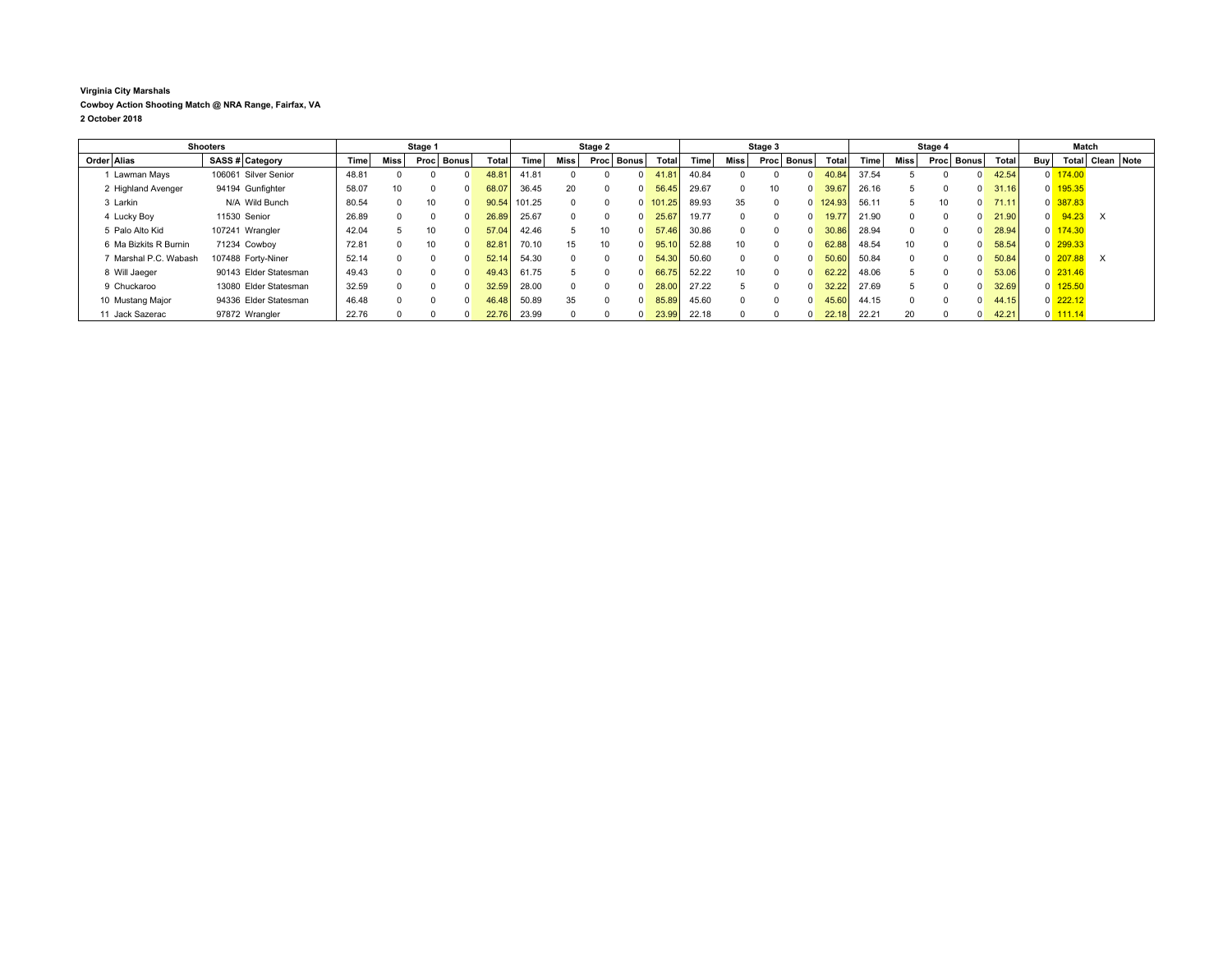**Virginia City Marshals**

**Cowboy Action Shooting Match @ NRA Range, Fairfax, VA**

**2 October 2018**

| Shooters | | | | Stage 1 | | | | | Stage 2 | | | | | Stage 3 | | | | | Stage 4 | | | | | Match | | | |
|---|---|---|---|---|---|---|---|---|---|---|---|---|---|---|---|---|---|---|---|---|---|---|---|---|---|---|---|
| Order | Alias | SASS # | Category | Time | Miss | Proc | Bonus | Total | Time | Miss | Proc | Bonus | Total | Time | Miss | Proc | Bonus | Total | Time | Miss | Proc | Bonus | Total | Buy | Total | Clean | Note |
| 1 | Lawman Mays | 106061 | Silver Senior | 48.81 | 0 | 0 | 0 | 48.81 | 41.81 | 0 | 0 | 0 | 41.81 | 40.84 | 0 | 0 | 0 | 40.84 | 37.54 | 5 | 0 | 0 | 42.54 | 0 | 174.00 | | |
| 2 | Highland Avenger | 94194 | Gunfighter | 58.07 | 10 | 0 | 0 | 68.07 | 36.45 | 20 | 0 | 0 | 56.45 | 29.67 | 0 | 10 | 0 | 39.67 | 26.16 | 5 | 0 | 0 | 31.16 | 0 | 195.35 | | |
| 3 | Larkin | N/A | Wild Bunch | 80.54 | 0 | 10 | 0 | 90.54 | 101.25 | 0 | 0 | 0 | 101.25 | 89.93 | 35 | 0 | 0 | 124.93 | 56.11 | 5 | 10 | 0 | 71.11 | 0 | 387.83 | | |
| 4 | Lucky Boy | 11530 | Senior | 26.89 | 0 | 0 | 0 | 26.89 | 25.67 | 0 | 0 | 0 | 25.67 | 19.77 | 0 | 0 | 0 | 19.77 | 21.90 | 0 | 0 | 0 | 21.90 | 0 | 94.23 | X | |
| 5 | Palo Alto Kid | 107241 | Wrangler | 42.04 | 5 | 10 | 0 | 57.04 | 42.46 | 5 | 10 | 0 | 57.46 | 30.86 | 0 | 0 | 0 | 30.86 | 28.94 | 0 | 0 | 0 | 28.94 | 0 | 174.30 | | |
| 6 | Ma Bizkits R Burnin | 71234 | Cowboy | 72.81 | 0 | 10 | 0 | 82.81 | 70.10 | 15 | 10 | 0 | 95.10 | 52.88 | 10 | 0 | 0 | 62.88 | 48.54 | 10 | 0 | 0 | 58.54 | 0 | 299.33 | | |
| 7 | Marshal P.C. Wabash | 107488 | Forty-Niner | 52.14 | 0 | 0 | 0 | 52.14 | 54.30 | 0 | 0 | 0 | 54.30 | 50.60 | 0 | 0 | 0 | 50.60 | 50.84 | 0 | 0 | 0 | 50.84 | 0 | 207.88 | X | |
| 8 | Will Jaeger | 90143 | Elder Statesman | 49.43 | 0 | 0 | 0 | 49.43 | 61.75 | 5 | 0 | 0 | 66.75 | 52.22 | 10 | 0 | 0 | 62.22 | 48.06 | 5 | 0 | 0 | 53.06 | 0 | 231.46 | | |
| 9 | Chuckaroo | 13080 | Elder Statesman | 32.59 | 0 | 0 | 0 | 32.59 | 28.00 | 0 | 0 | 0 | 28.00 | 27.22 | 5 | 0 | 0 | 32.22 | 27.69 | 5 | 0 | 0 | 32.69 | 0 | 125.50 | | |
| 10 | Mustang Major | 94336 | Elder Statesman | 46.48 | 0 | 0 | 0 | 46.48 | 50.89 | 35 | 0 | 0 | 85.89 | 45.60 | 0 | 0 | 0 | 45.60 | 44.15 | 0 | 0 | 0 | 44.15 | 0 | 222.12 | | |
| 11 | Jack Sazerac | 97872 | Wrangler | 22.76 | 0 | 0 | 0 | 22.76 | 23.99 | 0 | 0 | 0 | 23.99 | 22.18 | 0 | 0 | 0 | 22.18 | 22.21 | 20 | 0 | 0 | 42.21 | 0 | 111.14 | | |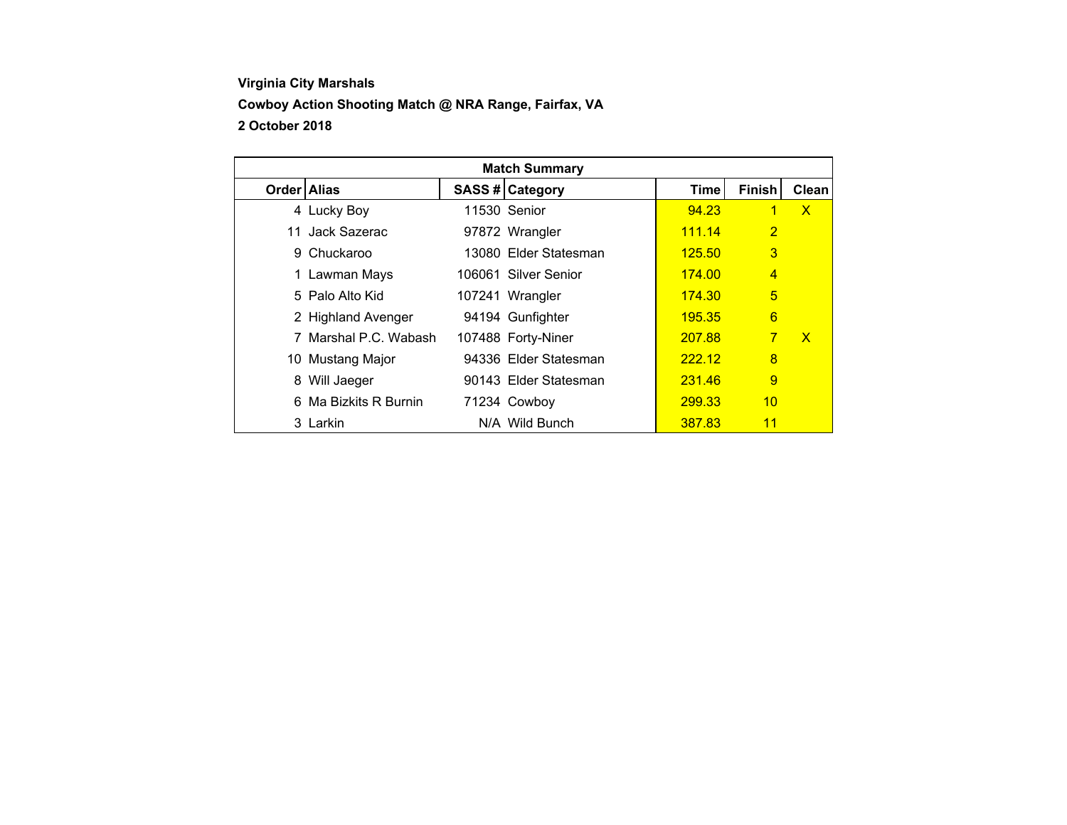**Virginia City Marshals**

**Cowboy Action Shooting Match @ NRA Range, Fairfax, VA**

**2 October 2018**

| Match Summary | | | | | | |
|---|---|---|---|---|---|---|
| **Order** | **Alias** | **SASS #** | **Category** | **Time** | **Finish** | **Clean** |
| 4 | Lucky Boy | 11530 | Senior | 94.23 | 1 | X |
| 11 | Jack Sazerac | 97872 | Wrangler | 111.14 | 2 | |
| 9 | Chuckaroo | 13080 | Elder Statesman | 125.50 | 3 | |
| 1 | Lawman Mays | 106061 | Silver Senior | 174.00 | 4 | |
| 5 | Palo Alto Kid | 107241 | Wrangler | 174.30 | 5 | |
| 2 | Highland Avenger | 94194 | Gunfighter | 195.35 | 6 | |
| 7 | Marshal P.C. Wabash | 107488 | Forty-Niner | 207.88 | 7 | X |
| 10 | Mustang Major | 94336 | Elder Statesman | 222.12 | 8 | |
| 8 | Will Jaeger | 90143 | Elder Statesman | 231.46 | 9 | |
| 6 | Ma Bizkits R Burnin | 71234 | Cowboy | 299.33 | 10 | |
| 3 | Larkin | N/A | Wild Bunch | 387.83 | 11 | |